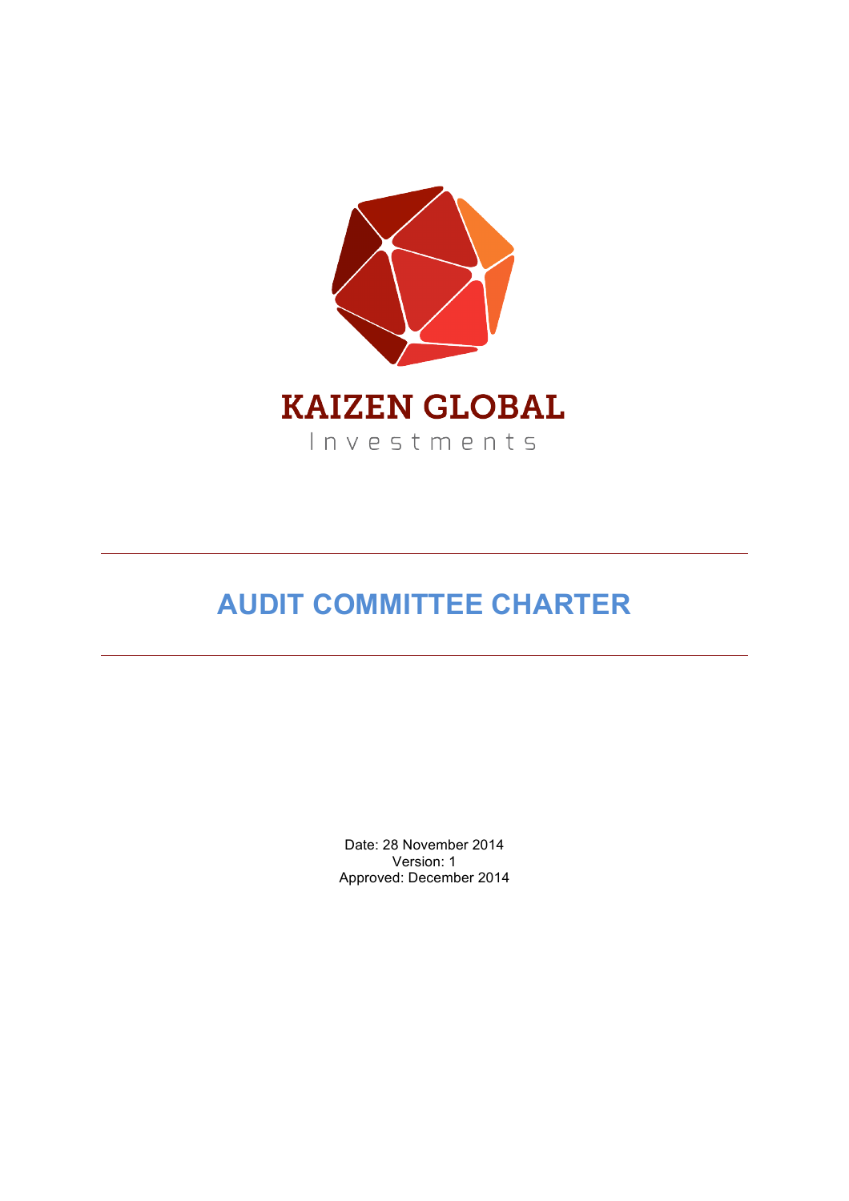KAIZEN GLOBAL

Investments

# AUDIT COMMITTEE CHARTER

Date: 28 November 2014

Version: 1

Approved: December 2014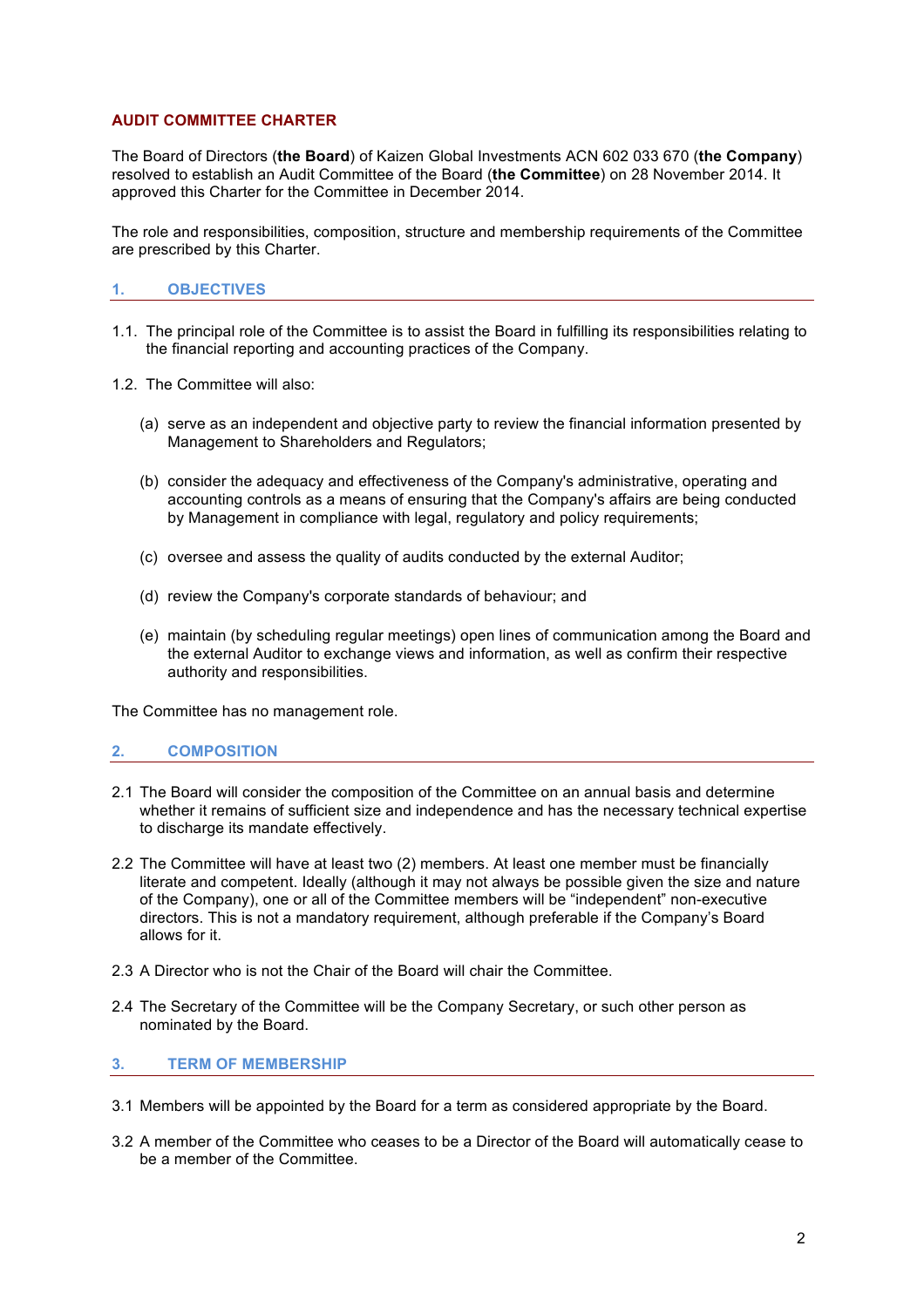# AUDIT COMMITTEE CHARTER

The Board of Directors (**the Board**) of Kaizen Global Investments ACN 602 033 670 (**the Company**) resolved to establish an Audit Committee of the Board (**the Committee**) on 28 November 2014. It approved this Charter for the Committee in December 2014.

The role and responsibilities, composition, structure and membership requirements of the Committee are prescribed by this Charter.

## 1. OBJECTIVES

1.1. The principal role of the Committee is to assist the Board in fulfilling its responsibilities relating to the financial reporting and accounting practices of the Company.

1.2. The Committee will also:

(a) serve as an independent and objective party to review the financial information presented by Management to Shareholders and Regulators;

(b) consider the adequacy and effectiveness of the Company's administrative, operating and accounting controls as a means of ensuring that the Company's affairs are being conducted by Management in compliance with legal, regulatory and policy requirements;

(c) oversee and assess the quality of audits conducted by the external Auditor;

(d) review the Company's corporate standards of behaviour; and

(e) maintain (by scheduling regular meetings) open lines of communication among the Board and the external Auditor to exchange views and information, as well as confirm their respective authority and responsibilities.

The Committee has no management role.

## 2. COMPOSITION

2.1 The Board will consider the composition of the Committee on an annual basis and determine whether it remains of sufficient size and independence and has the necessary technical expertise to discharge its mandate effectively.

2.2 The Committee will have at least two (2) members. At least one member must be financially literate and competent. Ideally (although it may not always be possible given the size and nature of the Company), one or all of the Committee members will be "independent" non-executive directors. This is not a mandatory requirement, although preferable if the Company's Board allows for it.

2.3 A Director who is not the Chair of the Board will chair the Committee.

2.4 The Secretary of the Committee will be the Company Secretary, or such other person as nominated by the Board.

## 3. TERM OF MEMBERSHIP

3.1 Members will be appointed by the Board for a term as considered appropriate by the Board.

3.2 A member of the Committee who ceases to be a Director of the Board will automatically cease to be a member of the Committee.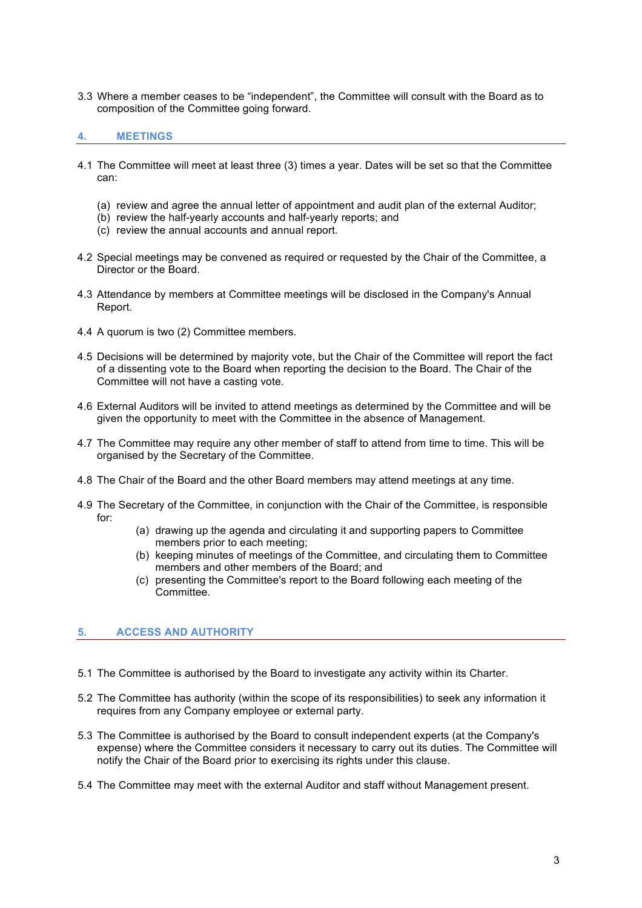3.3 Where a member ceases to be “independent”, the Committee will consult with the Board as to composition of the Committee going forward.

## 4. MEETINGS

4.1 The Committee will meet at least three (3) times a year. Dates will be set so that the Committee can:

(a) review and agree the annual letter of appointment and audit plan of the external Auditor;
(b) review the half-yearly accounts and half-yearly reports; and
(c) review the annual accounts and annual report.

4.2 Special meetings may be convened as required or requested by the Chair of the Committee, a Director or the Board.

4.3 Attendance by members at Committee meetings will be disclosed in the Company's Annual Report.

4.4 A quorum is two (2) Committee members.

4.5 Decisions will be determined by majority vote, but the Chair of the Committee will report the fact of a dissenting vote to the Board when reporting the decision to the Board. The Chair of the Committee will not have a casting vote.

4.6 External Auditors will be invited to attend meetings as determined by the Committee and will be given the opportunity to meet with the Committee in the absence of Management.

4.7 The Committee may require any other member of staff to attend from time to time. This will be organised by the Secretary of the Committee.

4.8 The Chair of the Board and the other Board members may attend meetings at any time.

4.9 The Secretary of the Committee, in conjunction with the Chair of the Committee, is responsible for:

(a) drawing up the agenda and circulating it and supporting papers to Committee members prior to each meeting;
(b) keeping minutes of meetings of the Committee, and circulating them to Committee members and other members of the Board; and
(c) presenting the Committee's report to the Board following each meeting of the Committee.

## 5. ACCESS AND AUTHORITY

5.1 The Committee is authorised by the Board to investigate any activity within its Charter.

5.2 The Committee has authority (within the scope of its responsibilities) to seek any information it requires from any Company employee or external party.

5.3 The Committee is authorised by the Board to consult independent experts (at the Company's expense) where the Committee considers it necessary to carry out its duties. The Committee will notify the Chair of the Board prior to exercising its rights under this clause.

5.4 The Committee may meet with the external Auditor and staff without Management present.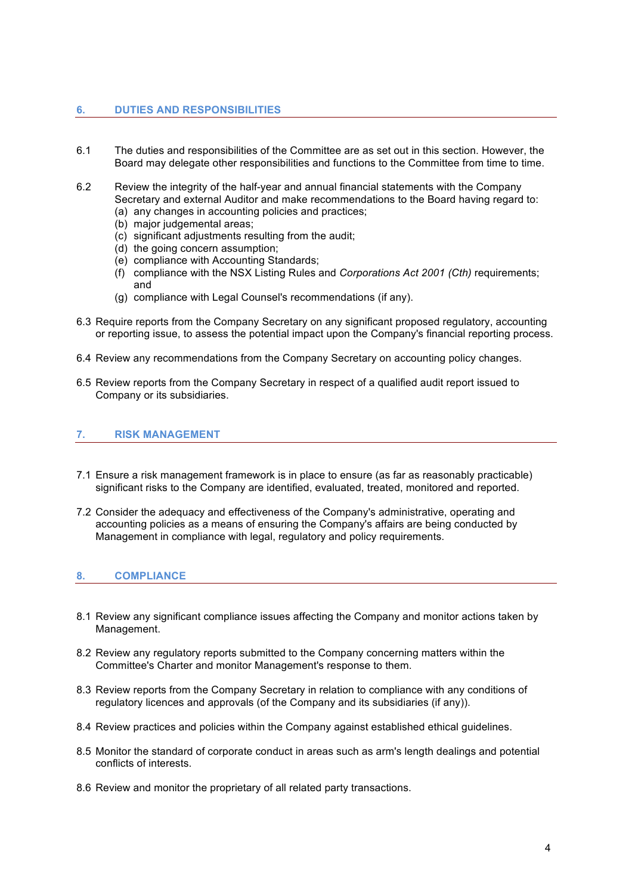## 6. DUTIES AND RESPONSIBILITIES

6.1 The duties and responsibilities of the Committee are as set out in this section. However, the Board may delegate other responsibilities and functions to the Committee from time to time.

6.2 Review the integrity of the half-year and annual financial statements with the Company Secretary and external Auditor and make recommendations to the Board having regard to:

(a) any changes in accounting policies and practices;
(b) major judgemental areas;
(c) significant adjustments resulting from the audit;
(d) the going concern assumption;
(e) compliance with Accounting Standards;
(f) compliance with the NSX Listing Rules and *Corporations Act 2001 (Cth)* requirements; and
(g) compliance with Legal Counsel's recommendations (if any).

6.3 Require reports from the Company Secretary on any significant proposed regulatory, accounting or reporting issue, to assess the potential impact upon the Company's financial reporting process.

6.4 Review any recommendations from the Company Secretary on accounting policy changes.

6.5 Review reports from the Company Secretary in respect of a qualified audit report issued to Company or its subsidiaries.

## 7. RISK MANAGEMENT

7.1 Ensure a risk management framework is in place to ensure (as far as reasonably practicable) significant risks to the Company are identified, evaluated, treated, monitored and reported.

7.2 Consider the adequacy and effectiveness of the Company's administrative, operating and accounting policies as a means of ensuring the Company's affairs are being conducted by Management in compliance with legal, regulatory and policy requirements.

## 8. COMPLIANCE

8.1 Review any significant compliance issues affecting the Company and monitor actions taken by Management.

8.2 Review any regulatory reports submitted to the Company concerning matters within the Committee's Charter and monitor Management's response to them.

8.3 Review reports from the Company Secretary in relation to compliance with any conditions of regulatory licences and approvals (of the Company and its subsidiaries (if any)).

8.4 Review practices and policies within the Company against established ethical guidelines.

8.5 Monitor the standard of corporate conduct in areas such as arm's length dealings and potential conflicts of interests.

8.6 Review and monitor the proprietary of all related party transactions.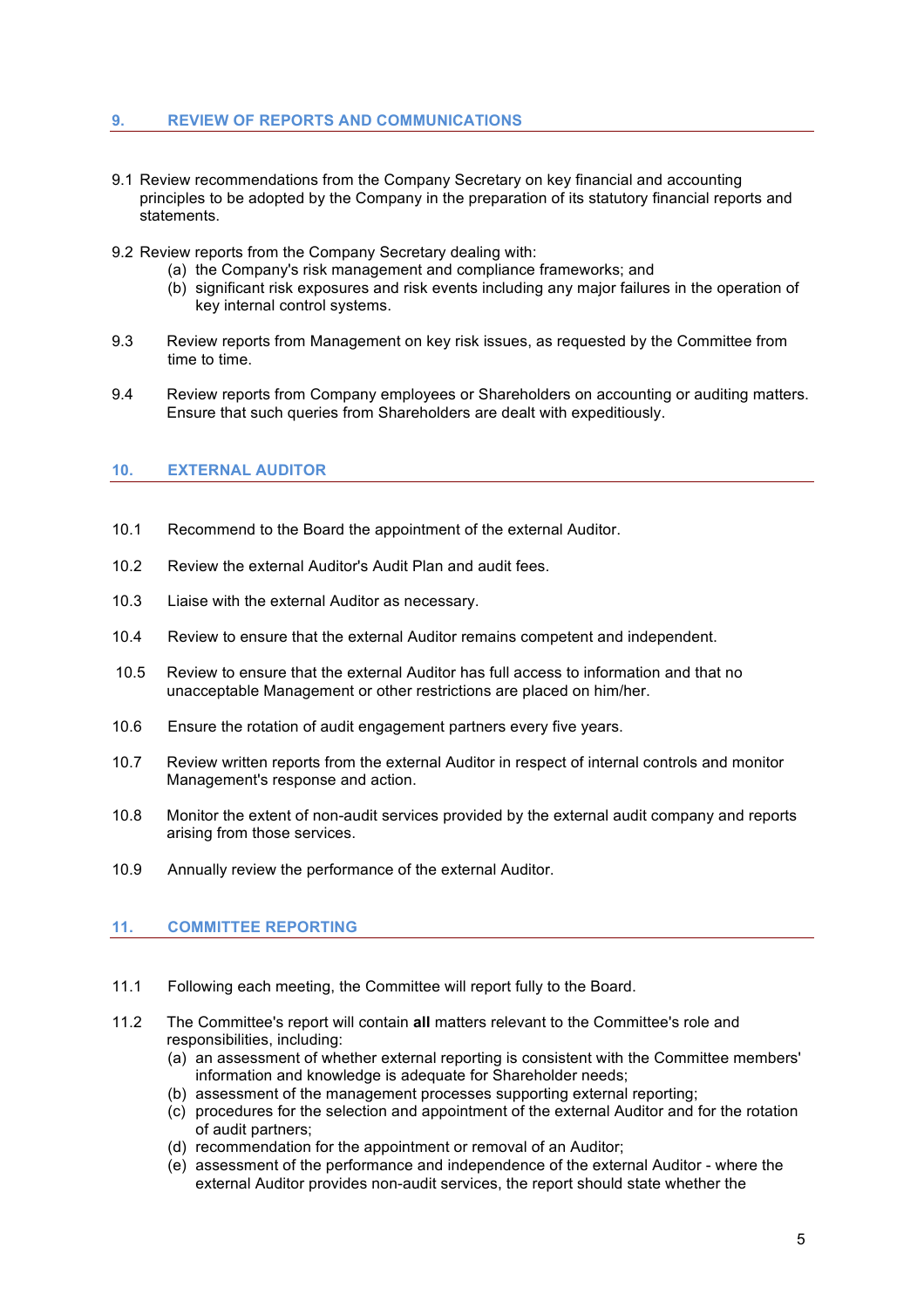## 9. REVIEW OF REPORTS AND COMMUNICATIONS

9.1 Review recommendations from the Company Secretary on key financial and accounting principles to be adopted by the Company in the preparation of its statutory financial reports and statements.

9.2 Review reports from the Company Secretary dealing with:

(a) the Company's risk management and compliance frameworks; and

(b) significant risk exposures and risk events including any major failures in the operation of key internal control systems.

9.3 Review reports from Management on key risk issues, as requested by the Committee from time to time.

9.4 Review reports from Company employees or Shareholders on accounting or auditing matters. Ensure that such queries from Shareholders are dealt with expeditiously.

## 10. EXTERNAL AUDITOR

10.1 Recommend to the Board the appointment of the external Auditor.

10.2 Review the external Auditor's Audit Plan and audit fees.

10.3 Liaise with the external Auditor as necessary.

10.4 Review to ensure that the external Auditor remains competent and independent.

10.5 Review to ensure that the external Auditor has full access to information and that no unacceptable Management or other restrictions are placed on him/her.

10.6 Ensure the rotation of audit engagement partners every five years.

10.7 Review written reports from the external Auditor in respect of internal controls and monitor Management's response and action.

10.8 Monitor the extent of non-audit services provided by the external audit company and reports arising from those services.

10.9 Annually review the performance of the external Auditor.

## 11. COMMITTEE REPORTING

11.1 Following each meeting, the Committee will report fully to the Board.

11.2 The Committee's report will contain **all** matters relevant to the Committee's role and responsibilities, including:

(a) an assessment of whether external reporting is consistent with the Committee members' information and knowledge is adequate for Shareholder needs;

(b) assessment of the management processes supporting external reporting;

(c) procedures for the selection and appointment of the external Auditor and for the rotation of audit partners;

(d) recommendation for the appointment or removal of an Auditor;

(e) assessment of the performance and independence of the external Auditor - where the external Auditor provides non-audit services, the report should state whether the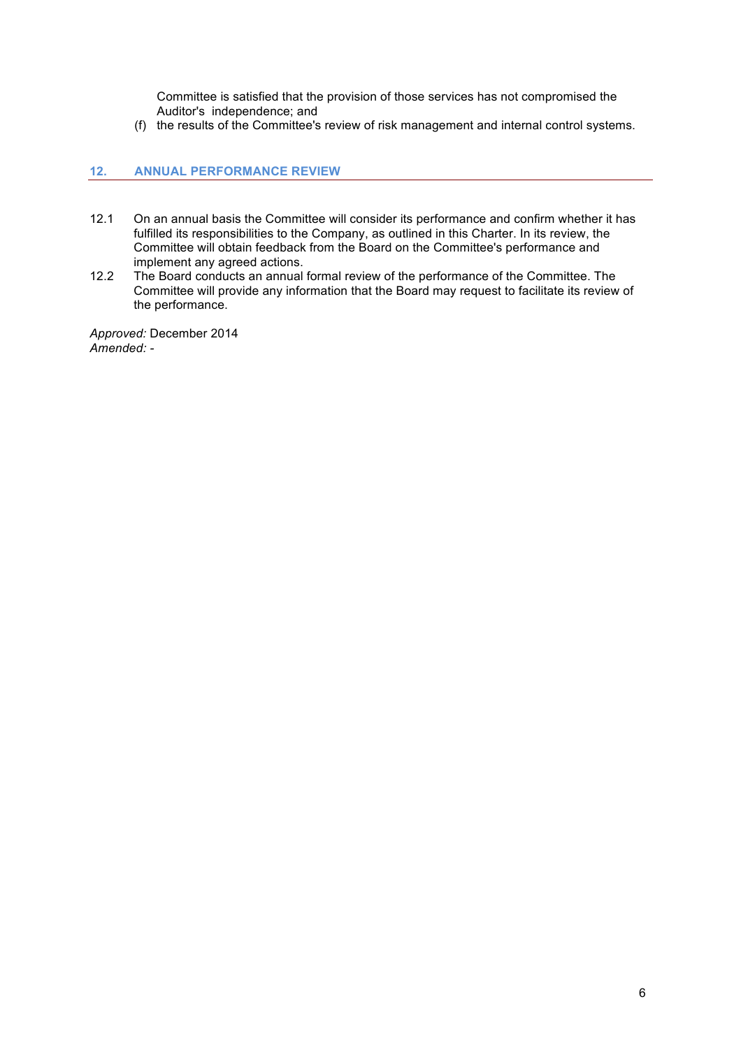Committee is satisfied that the provision of those services has not compromised the Auditor's independence; and

(f) the results of the Committee's review of risk management and internal control systems.

## 12. ANNUAL PERFORMANCE REVIEW

12.1 On an annual basis the Committee will consider its performance and confirm whether it has fulfilled its responsibilities to the Company, as outlined in this Charter. In its review, the Committee will obtain feedback from the Board on the Committee's performance and implement any agreed actions.

12.2 The Board conducts an annual formal review of the performance of the Committee. The Committee will provide any information that the Board may request to facilitate its review of the performance.

*Approved:* December 2014
*Amended:* -